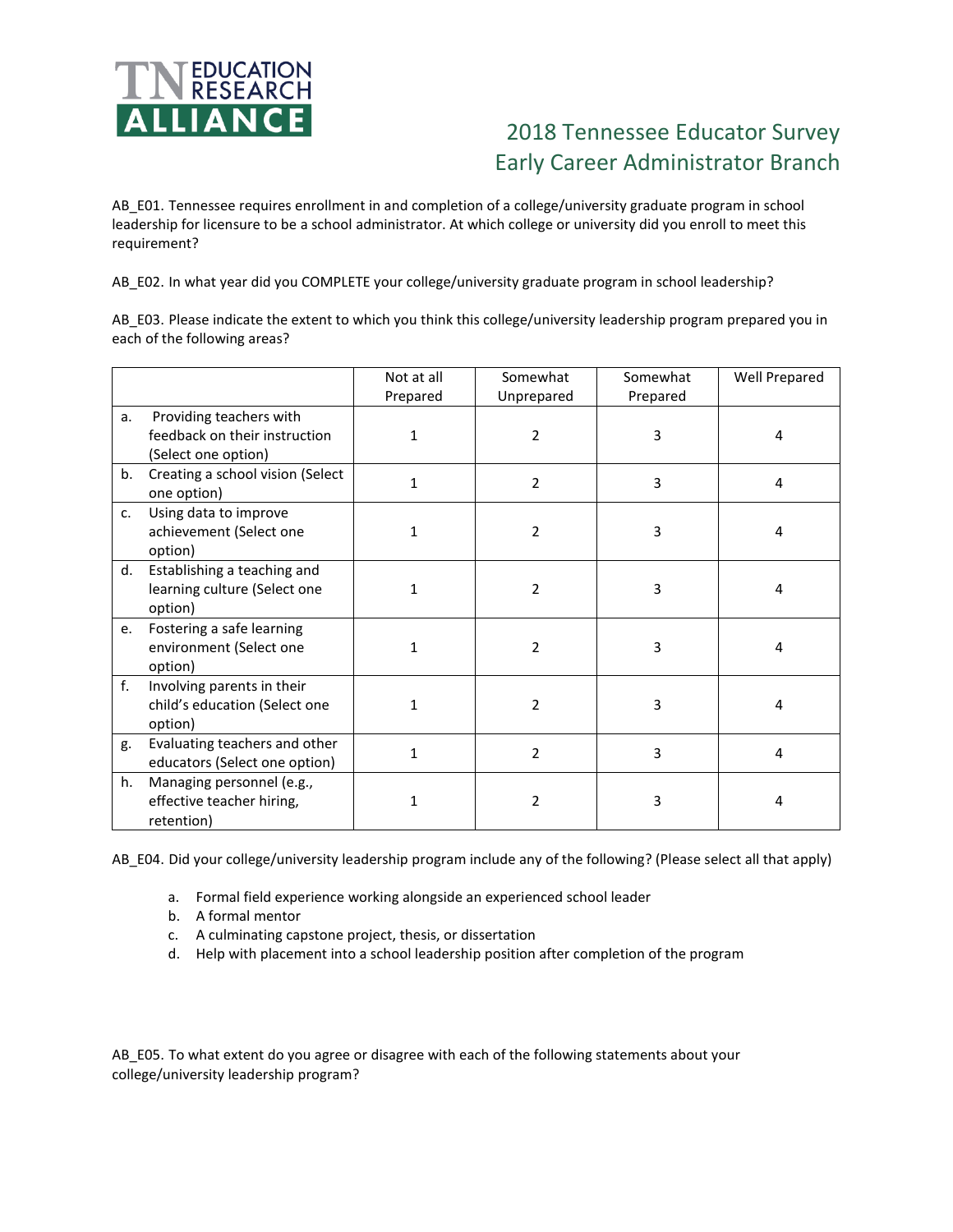TN EDUCATION RESEARCH ALLIANCE

# 2018 Tennessee Educator Survey
## Early Career Administrator Branch

AB_E01. Tennessee requires enrollment in and completion of a college/university graduate program in school leadership for licensure to be a school administrator. At which college or university did you enroll to meet this requirement?

AB_E02. In what year did you COMPLETE your college/university graduate program in school leadership?

AB_E03. Please indicate the extent to which you think this college/university leadership program prepared you in each of the following areas?

| | Not at all Prepared | Somewhat Unprepared | Somewhat Prepared | Well Prepared |
|---|---|---|---|---|
| a. Providing teachers with feedback on their instruction (Select one option) | 1 | 2 | 3 | 4 |
| b. Creating a school vision (Select one option) | 1 | 2 | 3 | 4 |
| c. Using data to improve achievement (Select one option) | 1 | 2 | 3 | 4 |
| d. Establishing a teaching and learning culture (Select one option) | 1 | 2 | 3 | 4 |
| e. Fostering a safe learning environment (Select one option) | 1 | 2 | 3 | 4 |
| f. Involving parents in their child's education (Select one option) | 1 | 2 | 3 | 4 |
| g. Evaluating teachers and other educators (Select one option) | 1 | 2 | 3 | 4 |
| h. Managing personnel (e.g., effective teacher hiring, retention) | 1 | 2 | 3 | 4 |

AB_E04. Did your college/university leadership program include any of the following? (Please select all that apply)

a. Formal field experience working alongside an experienced school leader
b. A formal mentor
c. A culminating capstone project, thesis, or dissertation
d. Help with placement into a school leadership position after completion of the program

AB_E05. To what extent do you agree or disagree with each of the following statements about your college/university leadership program?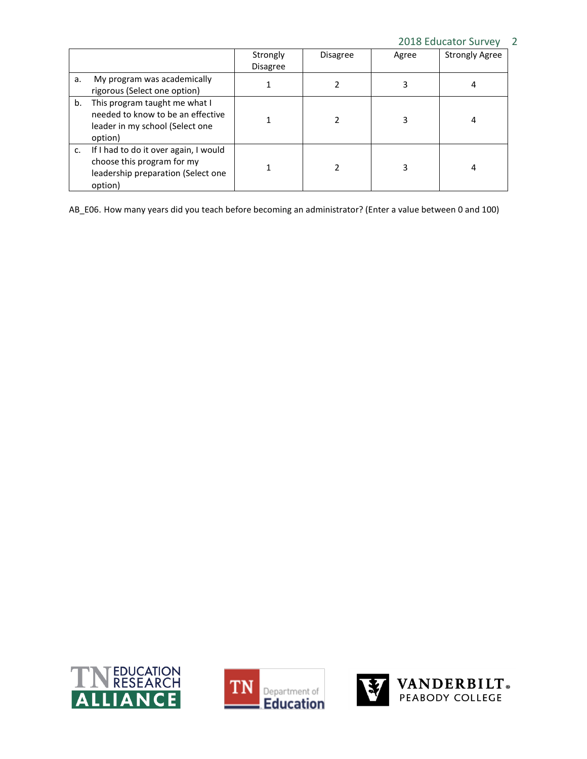| | Strongly Disagree | Disagree | Agree | Strongly Agree |
|---|---|---|---|---|
| a. My program was academically rigorous (Select one option) | 1 | 2 | 3 | 4 |
| b. This program taught me what I needed to know to be an effective leader in my school (Select one option) | 1 | 2 | 3 | 4 |
| c. If I had to do it over again, I would choose this program for my leadership preparation (Select one option) | 1 | 2 | 3 | 4 |

AB_E06. How many years did you teach before becoming an administrator? (Enter a value between 0 and 100)